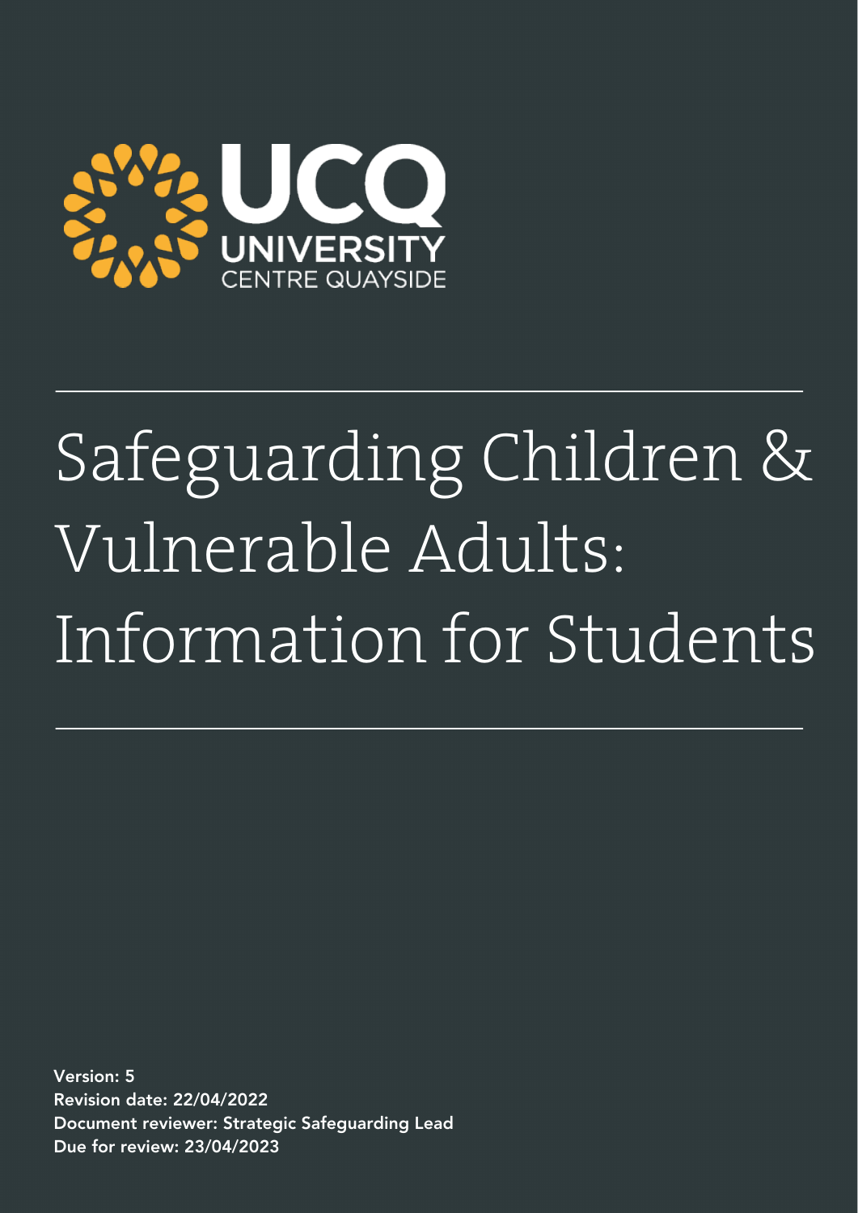UCQ

UNIVERSITY CENTRE QUAYSIDE

# Safeguarding Children & Vulnerable Adults: Information for Students

**Version: 5**
**Revision date: 22/04/2022**
**Document reviewer: Strategic Safeguarding Lead**
**Due for review: 23/04/2023**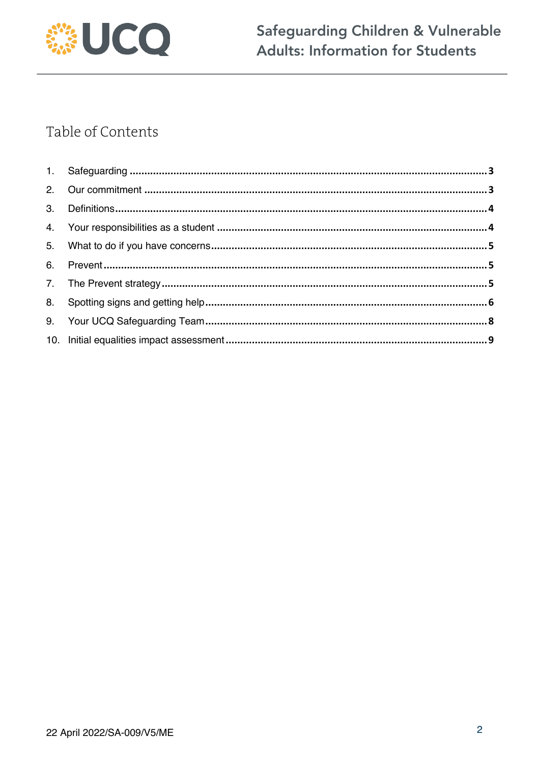# Table of Contents

1. Safeguarding ........................................................................................................ 3
2. Our commitment ................................................................................................... 3
3. Definitions............................................................................................................ 4
4. Your responsibilities as a student ......................................................................... 4
5. What to do if you have concerns............................................................................ 5
6. Prevent ................................................................................................................ 5
7. The Prevent strategy............................................................................................. 5
8. Spotting signs and getting help............................................................................. 6
9. Your UCQ Safeguarding Team............................................................................... 8
10. Initial equalities impact assessment ..................................................................... 9

22 April 2022/SA-009/V5/ME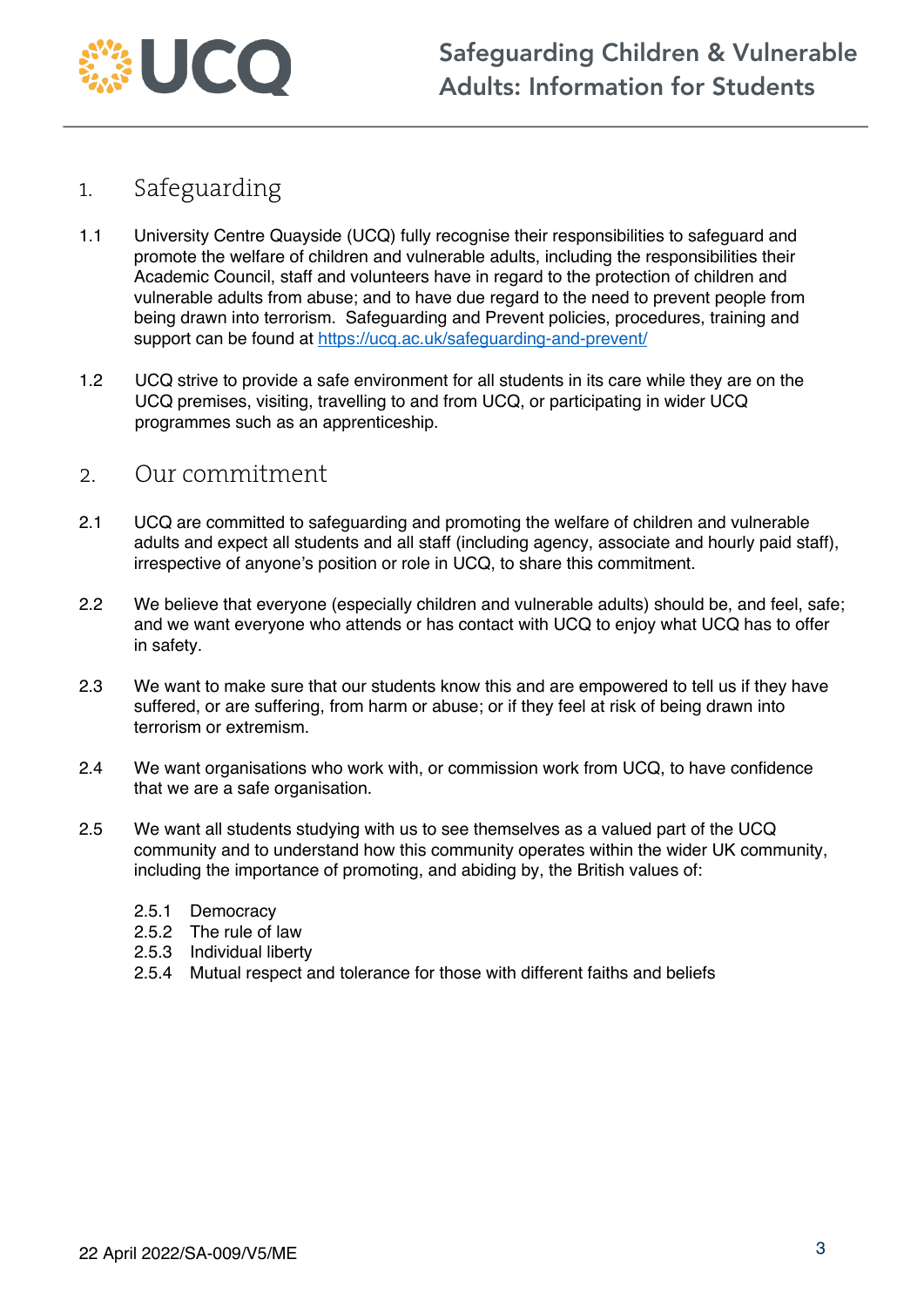## 1. Safeguarding

1.1 University Centre Quayside (UCQ) fully recognise their responsibilities to safeguard and promote the welfare of children and vulnerable adults, including the responsibilities their Academic Council, staff and volunteers have in regard to the protection of children and vulnerable adults from abuse; and to have due regard to the need to prevent people from being drawn into terrorism. Safeguarding and Prevent policies, procedures, training and support can be found at https://ucq.ac.uk/safeguarding-and-prevent/

1.2 UCQ strive to provide a safe environment for all students in its care while they are on the UCQ premises, visiting, travelling to and from UCQ, or participating in wider UCQ programmes such as an apprenticeship.

## 2. Our commitment

2.1 UCQ are committed to safeguarding and promoting the welfare of children and vulnerable adults and expect all students and all staff (including agency, associate and hourly paid staff), irrespective of anyone's position or role in UCQ, to share this commitment.

2.2 We believe that everyone (especially children and vulnerable adults) should be, and feel, safe; and we want everyone who attends or has contact with UCQ to enjoy what UCQ has to offer in safety.

2.3 We want to make sure that our students know this and are empowered to tell us if they have suffered, or are suffering, from harm or abuse; or if they feel at risk of being drawn into terrorism or extremism.

2.4 We want organisations who work with, or commission work from UCQ, to have confidence that we are a safe organisation.

2.5 We want all students studying with us to see themselves as a valued part of the UCQ community and to understand how this community operates within the wider UK community, including the importance of promoting, and abiding by, the British values of:

- 2.5.1 Democracy
- 2.5.2 The rule of law
- 2.5.3 Individual liberty
- 2.5.4 Mutual respect and tolerance for those with different faiths and beliefs

22 April 2022/SA-009/V5/ME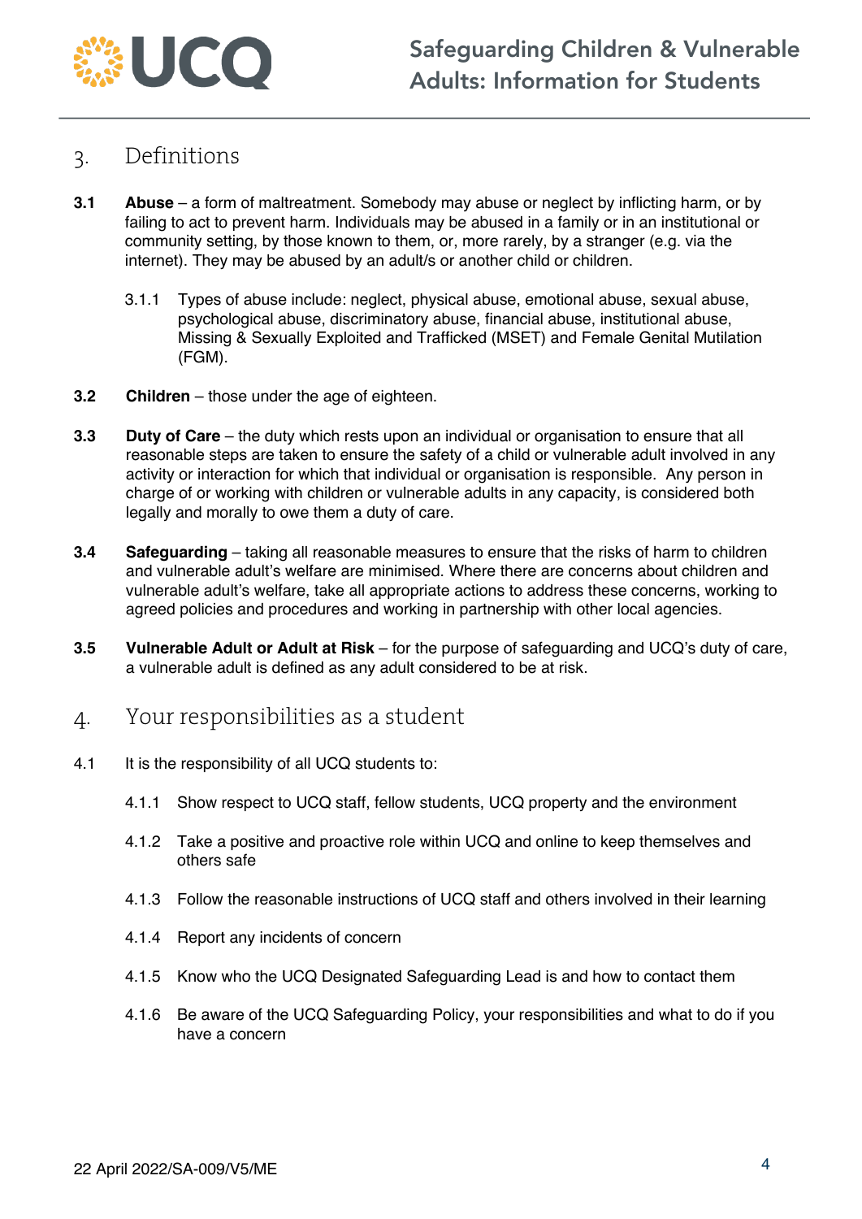## 3. Definitions

**3.1** **Abuse** – a form of maltreatment. Somebody may abuse or neglect by inflicting harm, or by failing to act to prevent harm. Individuals may be abused in a family or in an institutional or community setting, by those known to them, or, more rarely, by a stranger (e.g. via the internet). They may be abused by an adult/s or another child or children.

3.1.1 Types of abuse include: neglect, physical abuse, emotional abuse, sexual abuse, psychological abuse, discriminatory abuse, financial abuse, institutional abuse, Missing & Sexually Exploited and Trafficked (MSET) and Female Genital Mutilation (FGM).

**3.2** **Children** – those under the age of eighteen.

**3.3** **Duty of Care** – the duty which rests upon an individual or organisation to ensure that all reasonable steps are taken to ensure the safety of a child or vulnerable adult involved in any activity or interaction for which that individual or organisation is responsible. Any person in charge of or working with children or vulnerable adults in any capacity, is considered both legally and morally to owe them a duty of care.

**3.4** **Safeguarding** – taking all reasonable measures to ensure that the risks of harm to children and vulnerable adult's welfare are minimised. Where there are concerns about children and vulnerable adult's welfare, take all appropriate actions to address these concerns, working to agreed policies and procedures and working in partnership with other local agencies.

**3.5** **Vulnerable Adult or Adult at Risk** – for the purpose of safeguarding and UCQ's duty of care, a vulnerable adult is defined as any adult considered to be at risk.

## 4. Your responsibilities as a student

4.1 It is the responsibility of all UCQ students to:

4.1.1 Show respect to UCQ staff, fellow students, UCQ property and the environment

4.1.2 Take a positive and proactive role within UCQ and online to keep themselves and others safe

4.1.3 Follow the reasonable instructions of UCQ staff and others involved in their learning

4.1.4 Report any incidents of concern

4.1.5 Know who the UCQ Designated Safeguarding Lead is and how to contact them

4.1.6 Be aware of the UCQ Safeguarding Policy, your responsibilities and what to do if you have a concern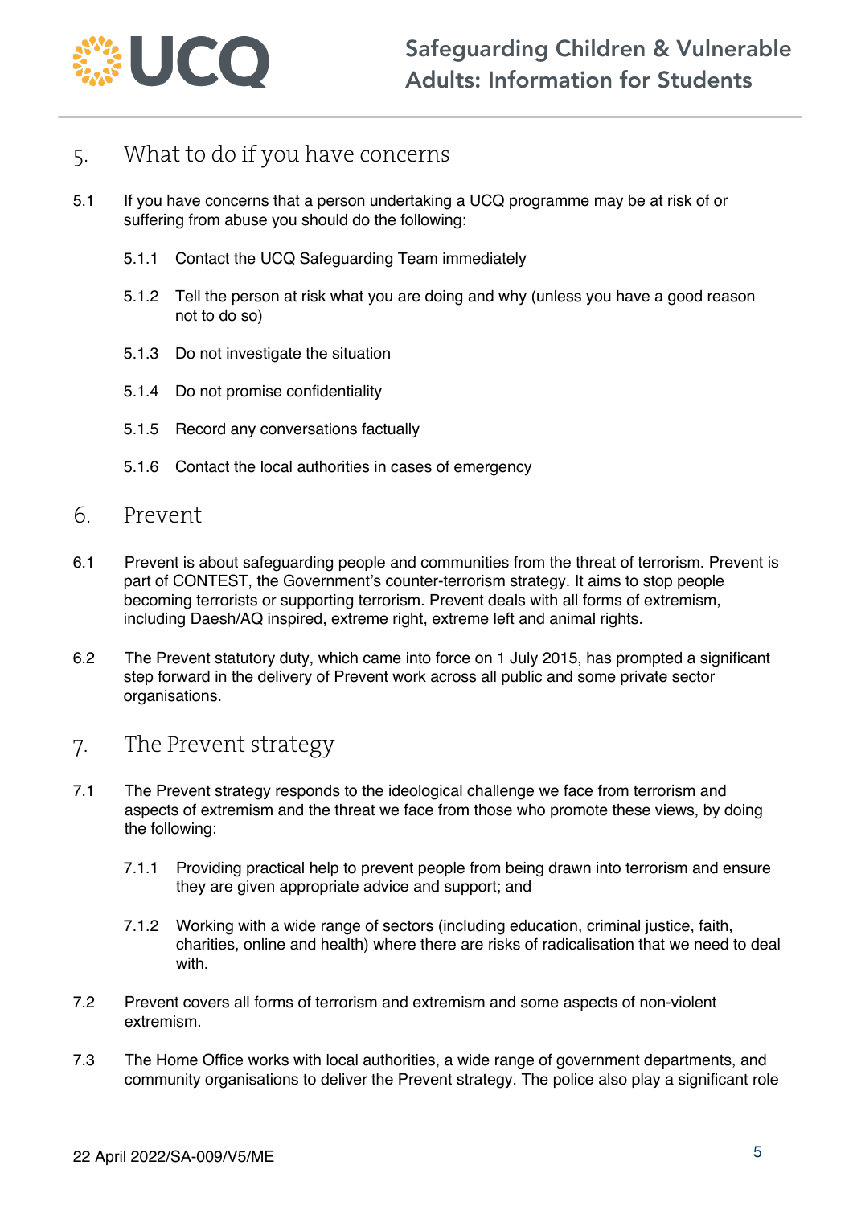## 5. What to do if you have concerns

5.1 If you have concerns that a person undertaking a UCQ programme may be at risk of or suffering from abuse you should do the following:

5.1.1 Contact the UCQ Safeguarding Team immediately

5.1.2 Tell the person at risk what you are doing and why (unless you have a good reason not to do so)

5.1.3 Do not investigate the situation

5.1.4 Do not promise confidentiality

5.1.5 Record any conversations factually

5.1.6 Contact the local authorities in cases of emergency

## 6. Prevent

6.1 Prevent is about safeguarding people and communities from the threat of terrorism. Prevent is part of CONTEST, the Government's counter-terrorism strategy. It aims to stop people becoming terrorists or supporting terrorism. Prevent deals with all forms of extremism, including Daesh/AQ inspired, extreme right, extreme left and animal rights.

6.2 The Prevent statutory duty, which came into force on 1 July 2015, has prompted a significant step forward in the delivery of Prevent work across all public and some private sector organisations.

## 7. The Prevent strategy

7.1 The Prevent strategy responds to the ideological challenge we face from terrorism and aspects of extremism and the threat we face from those who promote these views, by doing the following:

7.1.1 Providing practical help to prevent people from being drawn into terrorism and ensure they are given appropriate advice and support; and

7.1.2 Working with a wide range of sectors (including education, criminal justice, faith, charities, online and health) where there are risks of radicalisation that we need to deal with.

7.2 Prevent covers all forms of terrorism and extremism and some aspects of non-violent extremism.

7.3 The Home Office works with local authorities, a wide range of government departments, and community organisations to deliver the Prevent strategy. The police also play a significant role

22 April 2022/SA-009/V5/ME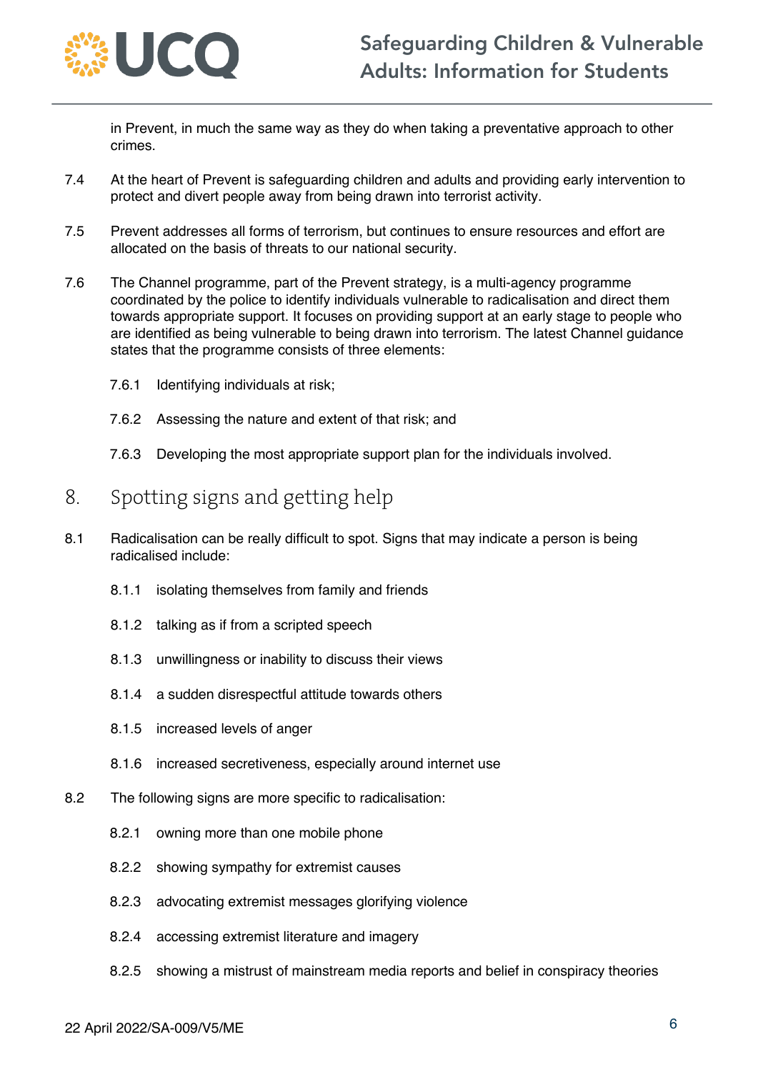in Prevent, in much the same way as they do when taking a preventative approach to other crimes.

7.4 At the heart of Prevent is safeguarding children and adults and providing early intervention to protect and divert people away from being drawn into terrorist activity.

7.5 Prevent addresses all forms of terrorism, but continues to ensure resources and effort are allocated on the basis of threats to our national security.

7.6 The Channel programme, part of the Prevent strategy, is a multi-agency programme coordinated by the police to identify individuals vulnerable to radicalisation and direct them towards appropriate support. It focuses on providing support at an early stage to people who are identified as being vulnerable to being drawn into terrorism. The latest Channel guidance states that the programme consists of three elements:

- 7.6.1 Identifying individuals at risk;
- 7.6.2 Assessing the nature and extent of that risk; and
- 7.6.3 Developing the most appropriate support plan for the individuals involved.

## 8. Spotting signs and getting help

8.1 Radicalisation can be really difficult to spot. Signs that may indicate a person is being radicalised include:

- 8.1.1 isolating themselves from family and friends
- 8.1.2 talking as if from a scripted speech
- 8.1.3 unwillingness or inability to discuss their views
- 8.1.4 a sudden disrespectful attitude towards others
- 8.1.5 increased levels of anger
- 8.1.6 increased secretiveness, especially around internet use

8.2 The following signs are more specific to radicalisation:

- 8.2.1 owning more than one mobile phone
- 8.2.2 showing sympathy for extremist causes
- 8.2.3 advocating extremist messages glorifying violence
- 8.2.4 accessing extremist literature and imagery
- 8.2.5 showing a mistrust of mainstream media reports and belief in conspiracy theories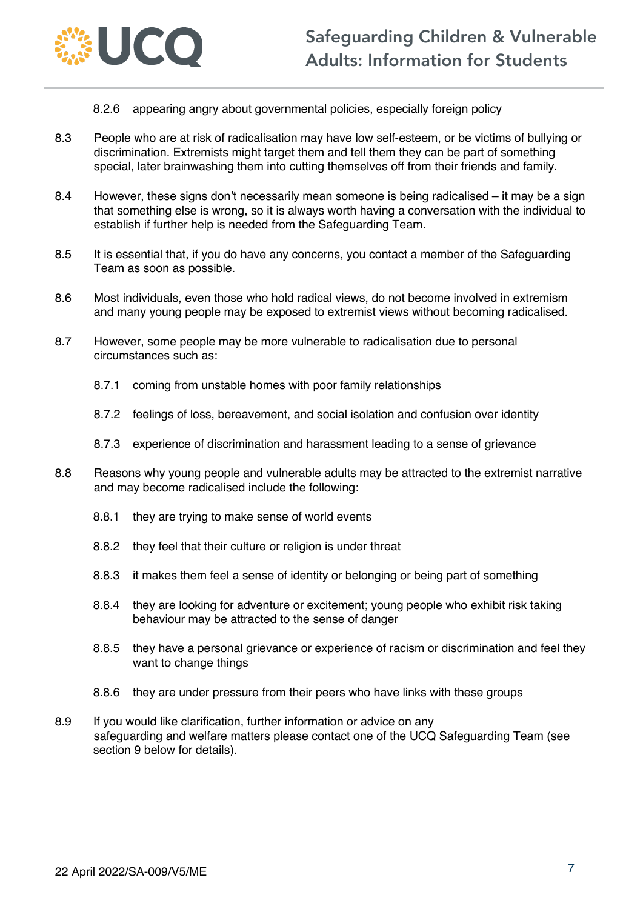8.2.6 appearing angry about governmental policies, especially foreign policy

8.3 People who are at risk of radicalisation may have low self-esteem, or be victims of bullying or discrimination. Extremists might target them and tell them they can be part of something special, later brainwashing them into cutting themselves off from their friends and family.

8.4 However, these signs don't necessarily mean someone is being radicalised – it may be a sign that something else is wrong, so it is always worth having a conversation with the individual to establish if further help is needed from the Safeguarding Team.

8.5 It is essential that, if you do have any concerns, you contact a member of the Safeguarding Team as soon as possible.

8.6 Most individuals, even those who hold radical views, do not become involved in extremism and many young people may be exposed to extremist views without becoming radicalised.

8.7 However, some people may be more vulnerable to radicalisation due to personal circumstances such as:

8.7.1 coming from unstable homes with poor family relationships

8.7.2 feelings of loss, bereavement, and social isolation and confusion over identity

8.7.3 experience of discrimination and harassment leading to a sense of grievance

8.8 Reasons why young people and vulnerable adults may be attracted to the extremist narrative and may become radicalised include the following:

8.8.1 they are trying to make sense of world events

8.8.2 they feel that their culture or religion is under threat

8.8.3 it makes them feel a sense of identity or belonging or being part of something

8.8.4 they are looking for adventure or excitement; young people who exhibit risk taking behaviour may be attracted to the sense of danger

8.8.5 they have a personal grievance or experience of racism or discrimination and feel they want to change things

8.8.6 they are under pressure from their peers who have links with these groups

8.9 If you would like clarification, further information or advice on any safeguarding and welfare matters please contact one of the UCQ Safeguarding Team (see section 9 below for details).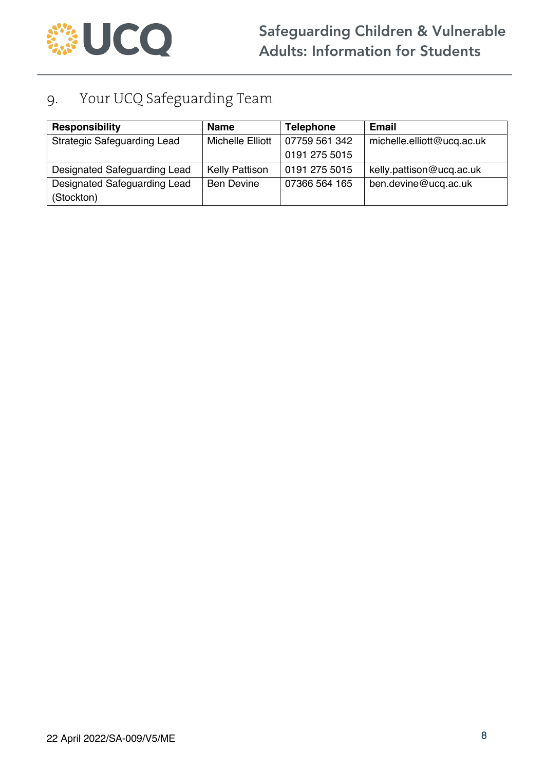## 9. Your UCQ Safeguarding Team

| Responsibility | Name | Telephone | Email |
|---|---|---|---|
| Strategic Safeguarding Lead | Michelle Elliott | 07759 561 342<br>0191 275 5015 | michelle.elliott@ucq.ac.uk |
| Designated Safeguarding Lead | Kelly Pattison | 0191 275 5015 | kelly.pattison@ucq.ac.uk |
| Designated Safeguarding Lead (Stockton) | Ben Devine | 07366 564 165 | ben.devine@ucq.ac.uk |

22 April 2022/SA-009/V5/ME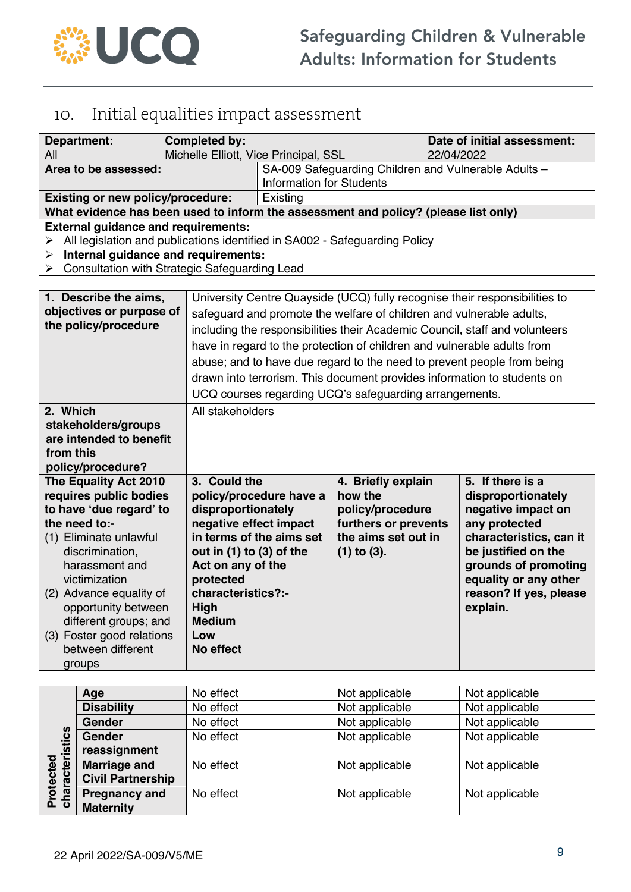## 10. Initial equalities impact assessment

| Department: All | Completed by: Michelle Elliott, Vice Principal, SSL | Date of initial assessment: 22/04/2022 |
|---|---|---|
| **Area to be assessed:** | SA-009 Safeguarding Children and Vulnerable Adults – Information for Students | |
| **Existing or new policy/procedure:** | Existing | |

**What evidence has been used to inform the assessment and policy? (please list only)**

**External guidance and requirements:**

- All legislation and publications identified in SA002 - Safeguarding Policy
- **Internal guidance and requirements:**
- Consultation with Strategic Safeguarding Lead

| | |
|---|---|
| **1. Describe the aims, objectives or purpose of the policy/procedure** | University Centre Quayside (UCQ) fully recognise their responsibilities to safeguard and promote the welfare of children and vulnerable adults, including the responsibilities their Academic Council, staff and volunteers have in regard to the protection of children and vulnerable adults from abuse; and to have due regard to the need to prevent people from being drawn into terrorism. This document provides information to students on UCQ courses regarding UCQ's safeguarding arrangements. |
| **2. Which stakeholders/groups are intended to benefit from this policy/procedure?** | All stakeholders |

| | **The Equality Act 2010 requires public bodies to have 'due regard' to the need to:-** (1) Eliminate unlawful discrimination, harassment and victimization (2) Advance equality of opportunity between different groups; and (3) Foster good relations between different groups | **3. Could the policy/procedure have a disproportionately negative effect impact in terms of the aims set out in (1) to (3) of the Act on any of the protected characteristics?:- High Medium Low No effect** | **4. Briefly explain how the policy/procedure furthers or prevents the aims set out in (1) to (3).** | **5. If there is a disproportionately negative impact on any protected characteristics, can it be justified on the grounds of promoting equality or any other reason? If yes, please explain.** |
|---|---|---|---|---|
| **Protected characteristics** | **Age** | No effect | Not applicable | Not applicable |
| | **Disability** | No effect | Not applicable | Not applicable |
| | **Gender** | No effect | Not applicable | Not applicable |
| | **Gender reassignment** | No effect | Not applicable | Not applicable |
| | **Marriage and Civil Partnership** | No effect | Not applicable | Not applicable |
| | **Pregnancy and Maternity** | No effect | Not applicable | Not applicable |

22 April 2022/SA-009/V5/ME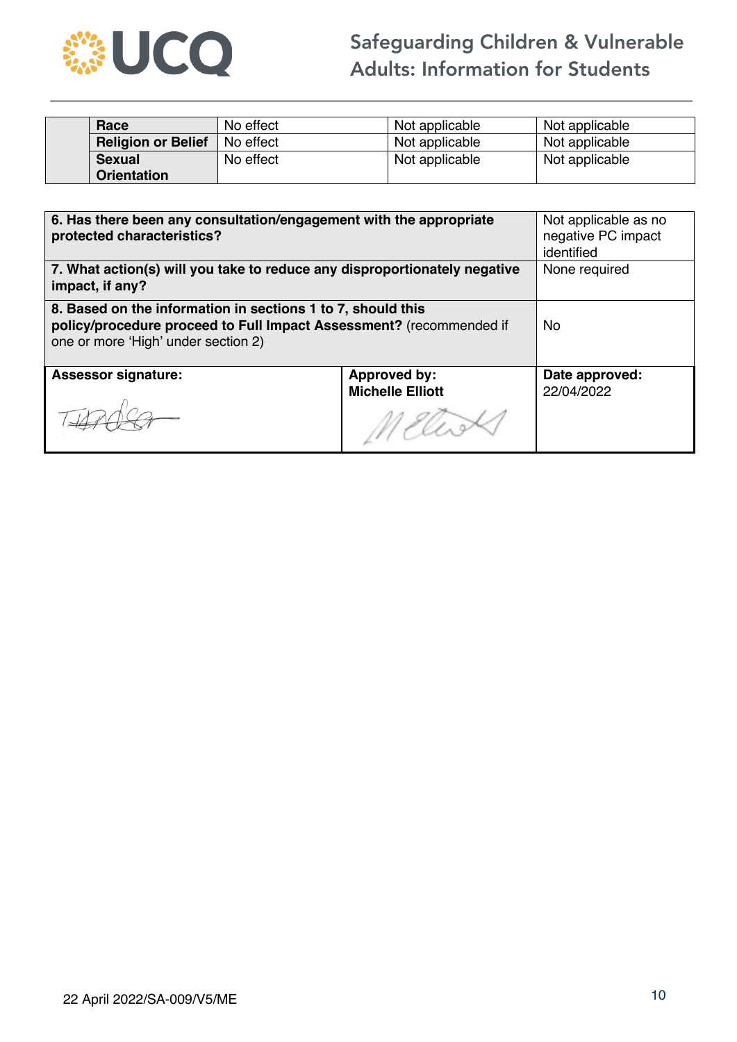| | | | | |
|---|---|---|---|---|
| | **Race** | No effect | Not applicable | Not applicable |
| | **Religion or Belief** | No effect | Not applicable | Not applicable |
| | **Sexual Orientation** | No effect | Not applicable | Not applicable |

| | | |
|---|---|---|
| **6. Has there been any consultation/engagement with the appropriate protected characteristics?** | | Not applicable as no negative PC impact identified |
| **7. What action(s) will you take to reduce any disproportionately negative impact, if any?** | | None required |
| **8. Based on the information in sections 1 to 7, should this policy/procedure proceed to Full Impact Assessment?** (recommended if one or more 'High' under section 2) | | No |
| **Assessor signature:** | **Approved by: Michelle Elliott** | **Date approved:** 22/04/2022 |

22 April 2022/SA-009/V5/ME